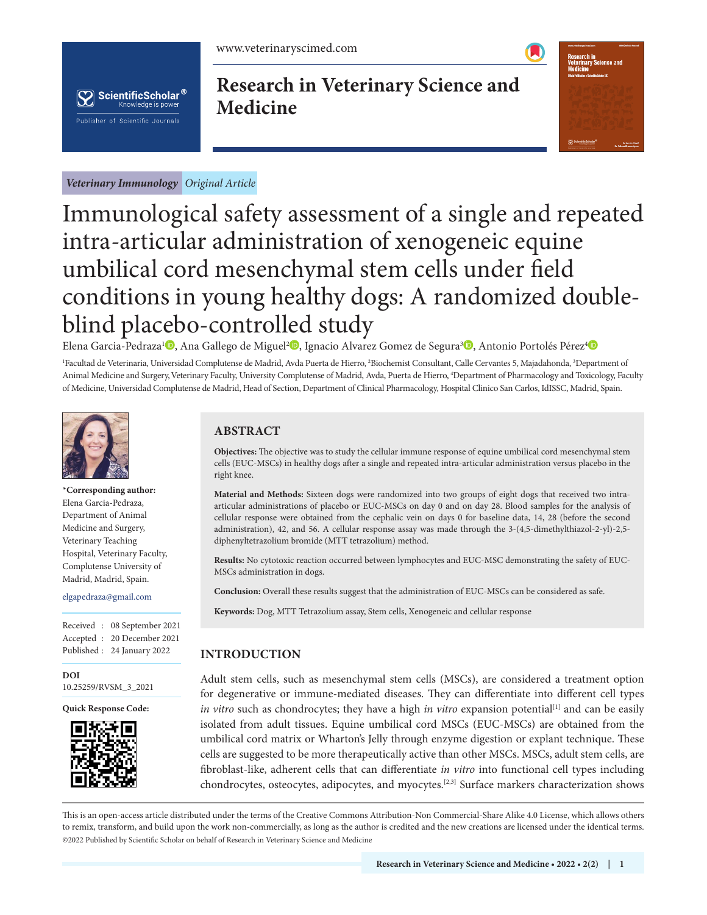*Veterinary Immunology* *Original Article*

# Immunological safety assessment of a single and repeated intra-articular administration of xenogeneic equine umbilical cord mesenchymal stem cells under field conditions in young healthy dogs: A randomized double-blind placebo-controlled study

Elena Garcia-Pedraza[1], Ana Gallego de Miguel[2], Ignacio Alvarez Gomez de Segura[3], Antonio Portolés Pérez[4]

[1]Facultad de Veterinaria, Universidad Complutense de Madrid, Avda Puerta de Hierro, [2]Biochemist Consultant, Calle Cervantes 5, Majadahonda, [3]Department of Animal Medicine and Surgery, Veterinary Faculty, University Complutense of Madrid, Avda, Puerta de Hierro, [4]Department of Pharmacology and Toxicology, Faculty of Medicine, Universidad Complutense de Madrid, Head of Section, Department of Clinical Pharmacology, Hospital Clinico San Carlos, IdISSC, Madrid, Spain.

**\*Corresponding author:**
Elena Garcia-Pedraza, Department of Animal Medicine and Surgery, Veterinary Teaching Hospital, Veterinary Faculty, Complutense University of Madrid, Madrid, Spain.

elgapedraza@gmail.com

Received : 08 September 2021
Accepted : 20 December 2021
Published : 24 January 2022

**DOI**
10.25259/RVSM_3_2021

**Quick Response Code:**

## ABSTRACT

**Objectives:** The objective was to study the cellular immune response of equine umbilical cord mesenchymal stem cells (EUC-MSCs) in healthy dogs after a single and repeated intra-articular administration versus placebo in the right knee.

**Material and Methods:** Sixteen dogs were randomized into two groups of eight dogs that received two intra-articular administrations of placebo or EUC-MSCs on day 0 and on day 28. Blood samples for the analysis of cellular response were obtained from the cephalic vein on days 0 for baseline data, 14, 28 (before the second administration), 42, and 56. A cellular response assay was made through the 3-(4,5-dimethylthiazol-2-yl)-2,5-diphenyltetrazolium bromide (MTT tetrazolium) method.

**Results:** No cytotoxic reaction occurred between lymphocytes and EUC-MSC demonstrating the safety of EUC-MSCs administration in dogs.

**Conclusion:** Overall these results suggest that the administration of EUC-MSCs can be considered as safe.

**Keywords:** Dog, MTT Tetrazolium assay, Stem cells, Xenogeneic and cellular response

## INTRODUCTION

Adult stem cells, such as mesenchymal stem cells (MSCs), are considered a treatment option for degenerative or immune-mediated diseases. They can differentiate into different cell types *in vitro* such as chondrocytes; they have a high *in vitro* expansion potential[1] and can be easily isolated from adult tissues. Equine umbilical cord MSCs (EUC-MSCs) are obtained from the umbilical cord matrix or Wharton's Jelly through enzyme digestion or explant technique. These cells are suggested to be more therapeutically active than other MSCs. MSCs, adult stem cells, are fibroblast-like, adherent cells that can differentiate *in vitro* into functional cell types including chondrocytes, osteocytes, adipocytes, and myocytes.[2,3] Surface markers characterization shows

This is an open-access article distributed under the terms of the Creative Commons Attribution-Non Commercial-Share Alike 4.0 License, which allows others to remix, transform, and build upon the work non-commercially, as long as the author is credited and the new creations are licensed under the identical terms.
©2022 Published by Scientific Scholar on behalf of Research in Veterinary Science and Medicine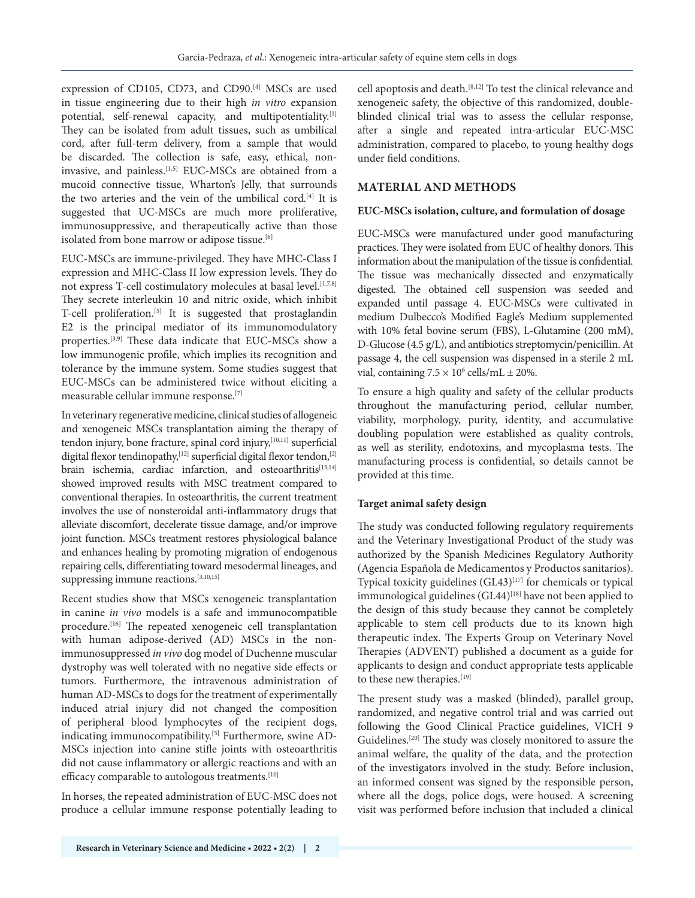expression of CD105, CD73, and CD90.[4] MSCs are used in tissue engineering due to their high *in vitro* expansion potential, self-renewal capacity, and multipotentiality.[1] They can be isolated from adult tissues, such as umbilical cord, after full-term delivery, from a sample that would be discarded. The collection is safe, easy, ethical, non-invasive, and painless.[1,5] EUC-MSCs are obtained from a mucoid connective tissue, Wharton's Jelly, that surrounds the two arteries and the vein of the umbilical cord.[4] It is suggested that UC-MSCs are much more proliferative, immunosuppressive, and therapeutically active than those isolated from bone marrow or adipose tissue.[6]

EUC-MSCs are immune-privileged. They have MHC-Class I expression and MHC-Class II low expression levels. They do not express T-cell costimulatory molecules at basal level.[1,7,8] They secrete interleukin 10 and nitric oxide, which inhibit T-cell proliferation.[5] It is suggested that prostaglandin E2 is the principal mediator of its immunomodulatory properties.[3,9] These data indicate that EUC-MSCs show a low immunogenic profile, which implies its recognition and tolerance by the immune system. Some studies suggest that EUC-MSCs can be administered twice without eliciting a measurable cellular immune response.[7]

In veterinary regenerative medicine, clinical studies of allogeneic and xenogeneic MSCs transplantation aiming the therapy of tendon injury, bone fracture, spinal cord injury,[10,11] superficial digital flexor tendinopathy,[12] superficial digital flexor tendon,[2] brain ischemia, cardiac infarction, and osteoarthritis[13,14] showed improved results with MSC treatment compared to conventional therapies. In osteoarthritis, the current treatment involves the use of nonsteroidal anti-inflammatory drugs that alleviate discomfort, decelerate tissue damage, and/or improve joint function. MSCs treatment restores physiological balance and enhances healing by promoting migration of endogenous repairing cells, differentiating toward mesodermal lineages, and suppressing immune reactions.[3,10,15]

Recent studies show that MSCs xenogeneic transplantation in canine *in vivo* models is a safe and immunocompatible procedure.[16] The repeated xenogeneic cell transplantation with human adipose-derived (AD) MSCs in the non-immunosuppressed *in vivo* dog model of Duchenne muscular dystrophy was well tolerated with no negative side effects or tumors. Furthermore, the intravenous administration of human AD-MSCs to dogs for the treatment of experimentally induced atrial injury did not changed the composition of peripheral blood lymphocytes of the recipient dogs, indicating immunocompatibility.[5] Furthermore, swine AD-MSCs injection into canine stifle joints with osteoarthritis did not cause inflammatory or allergic reactions and with an efficacy comparable to autologous treatments.[10]

In horses, the repeated administration of EUC-MSC does not produce a cellular immune response potentially leading to cell apoptosis and death.[8,12] To test the clinical relevance and xenogeneic safety, the objective of this randomized, double-blinded clinical trial was to assess the cellular response, after a single and repeated intra-articular EUC-MSC administration, compared to placebo, to young healthy dogs under field conditions.

## MATERIAL AND METHODS

### EUC-MSCs isolation, culture, and formulation of dosage

EUC-MSCs were manufactured under good manufacturing practices. They were isolated from EUC of healthy donors. This information about the manipulation of the tissue is confidential. The tissue was mechanically dissected and enzymatically digested. The obtained cell suspension was seeded and expanded until passage 4. EUC-MSCs were cultivated in medium Dulbecco's Modified Eagle's Medium supplemented with 10% fetal bovine serum (FBS), L-Glutamine (200 mM), D-Glucose (4.5 g/L), and antibiotics streptomycin/penicillin. At passage 4, the cell suspension was dispensed in a sterile 2 mL vial, containing $7.5 \times 10^6$ cells/mL ± 20%.

To ensure a high quality and safety of the cellular products throughout the manufacturing period, cellular number, viability, morphology, purity, identity, and accumulative doubling population were established as quality controls, as well as sterility, endotoxins, and mycoplasma tests. The manufacturing process is confidential, so details cannot be provided at this time.

### Target animal safety design

The study was conducted following regulatory requirements and the Veterinary Investigational Product of the study was authorized by the Spanish Medicines Regulatory Authority (Agencia Española de Medicamentos y Productos sanitarios). Typical toxicity guidelines (GL43)[17] for chemicals or typical immunological guidelines (GL44)[18] have not been applied to the design of this study because they cannot be completely applicable to stem cell products due to its known high therapeutic index. The Experts Group on Veterinary Novel Therapies (ADVENT) published a document as a guide for applicants to design and conduct appropriate tests applicable to these new therapies.[19]

The present study was a masked (blinded), parallel group, randomized, and negative control trial and was carried out following the Good Clinical Practice guidelines, VICH 9 Guidelines.[20] The study was closely monitored to assure the animal welfare, the quality of the data, and the protection of the investigators involved in the study. Before inclusion, an informed consent was signed by the responsible person, where all the dogs, police dogs, were housed. A screening visit was performed before inclusion that included a clinical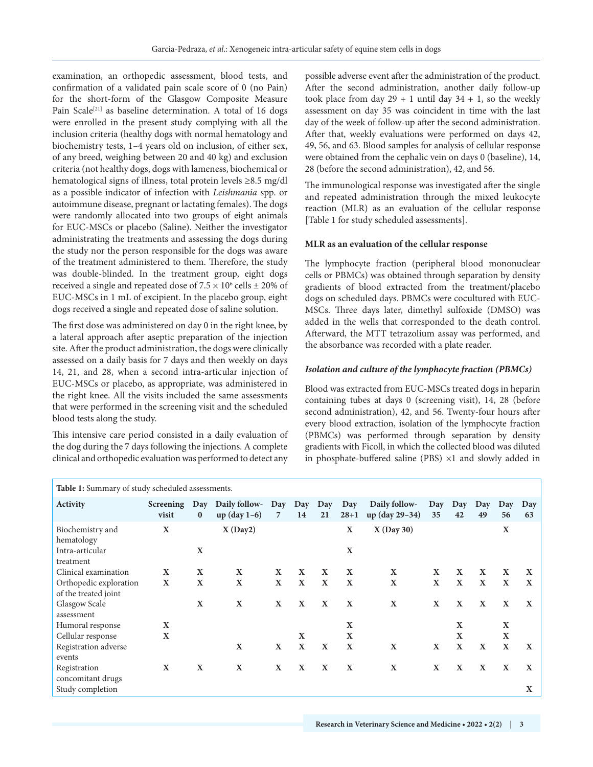examination, an orthopedic assessment, blood tests, and confirmation of a validated pain scale score of 0 (no Pain) for the short-form of the Glasgow Composite Measure Pain Scale[21] as baseline determination. A total of 16 dogs were enrolled in the present study complying with all the inclusion criteria (healthy dogs with normal hematology and biochemistry tests, 1–4 years old on inclusion, of either sex, of any breed, weighing between 20 and 40 kg) and exclusion criteria (not healthy dogs, dogs with lameness, biochemical or hematological signs of illness, total protein levels ≥8.5 mg/dl as a possible indicator of infection with *Leishmania* spp. or autoimmune disease, pregnant or lactating females). The dogs were randomly allocated into two groups of eight animals for EUC-MSCs or placebo (Saline). Neither the investigator administrating the treatments and assessing the dogs during the study nor the person responsible for the dogs was aware of the treatment administered to them. Therefore, the study was double-blinded. In the treatment group, eight dogs received a single and repeated dose of $7.5 \times 10^6$ cells ± 20% of EUC-MSCs in 1 mL of excipient. In the placebo group, eight dogs received a single and repeated dose of saline solution.

The first dose was administered on day 0 in the right knee, by a lateral approach after aseptic preparation of the injection site. After the product administration, the dogs were clinically assessed on a daily basis for 7 days and then weekly on days 14, 21, and 28, when a second intra-articular injection of EUC-MSCs or placebo, as appropriate, was administered in the right knee. All the visits included the same assessments that were performed in the screening visit and the scheduled blood tests along the study.

This intensive care period consisted in a daily evaluation of the dog during the 7 days following the injections. A complete clinical and orthopedic evaluation was performed to detect any possible adverse event after the administration of the product. After the second administration, another daily follow-up took place from day 29 + 1 until day 34 + 1, so the weekly assessment on day 35 was coincident in time with the last day of the week of follow-up after the second administration. After that, weekly evaluations were performed on days 42, 49, 56, and 63. Blood samples for analysis of cellular response were obtained from the cephalic vein on days 0 (baseline), 14, 28 (before the second administration), 42, and 56.

The immunological response was investigated after the single and repeated administration through the mixed leukocyte reaction (MLR) as an evaluation of the cellular response [Table 1 for study scheduled assessments].

**MLR as an evaluation of the cellular response**

The lymphocyte fraction (peripheral blood mononuclear cells or PBMCs) was obtained through separation by density gradients of blood extracted from the treatment/placebo dogs on scheduled days. PBMCs were cocultured with EUC-MSCs. Three days later, dimethyl sulfoxide (DMSO) was added in the wells that corresponded to the death control. Afterward, the MTT tetrazolium assay was performed, and the absorbance was recorded with a plate reader.

***Isolation and culture of the lymphocyte fraction (PBMCs)***

Blood was extracted from EUC-MSCs treated dogs in heparin containing tubes at days 0 (screening visit), 14, 28 (before second administration), 42, and 56. Twenty-four hours after every blood extraction, isolation of the lymphocyte fraction (PBMCs) was performed through separation by density gradients with Ficoll, in which the collected blood was diluted in phosphate-buffered saline (PBS) ×1 and slowly added in

**Table 1:** Summary of study scheduled assessments.

| Activity | Screening visit | Day 0 | Daily follow-up (day 1–6) | Day 7 | Day 14 | Day 21 | Day 28+1 | Daily follow-up (day 29–34) | Day 35 | Day 42 | Day 49 | Day 56 | Day 63 |
|---|---|---|---|---|---|---|---|---|---|---|---|---|---|
| Biochemistry and hematology | X | | X (Day2) | | | | X | X (Day 30) | | | | X | |
| Intra-articular treatment | | X | | | | | X | | | | | | |
| Clinical examination | X | X | X | X | X | X | X | X | X | X | X | X | X |
| Orthopedic exploration of the treated joint | X | X | X | X | X | X | X | X | X | X | X | X | X |
| Glasgow Scale assessment | | X | X | X | X | X | X | X | X | X | X | X | X |
| Humoral response | X | | | | | | X | | | X | | X | |
| Cellular response | X | | | | X | | X | | | X | | X | |
| Registration adverse events | | | X | X | X | X | X | X | X | X | X | X | X |
| Registration concomitant drugs | X | X | X | X | X | X | X | X | X | X | X | X | X |
| Study completion | | | | | | | | | | | | | X |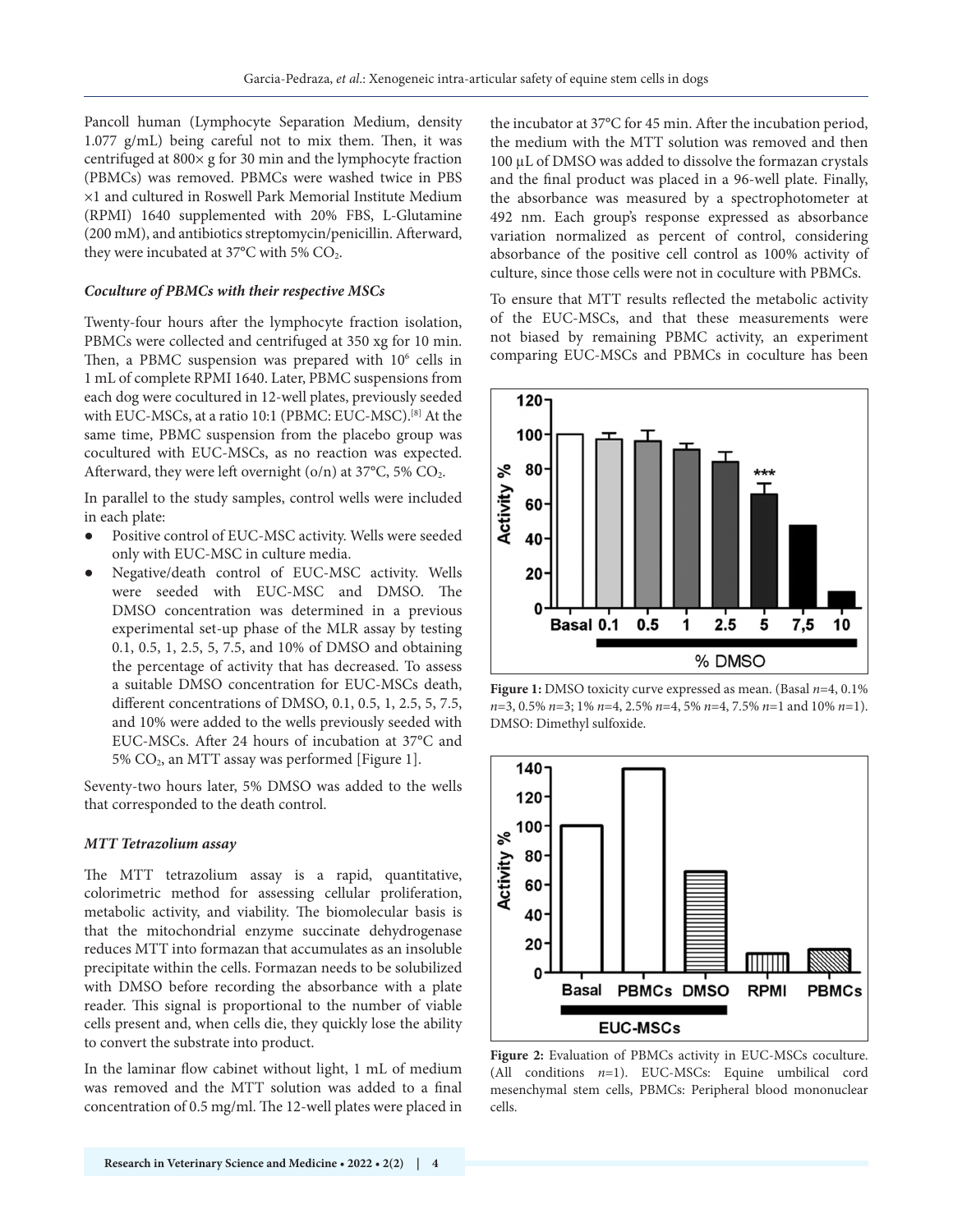Pancoll human (Lymphocyte Separation Medium, density 1.077 g/mL) being careful not to mix them. Then, it was centrifuged at 800× g for 30 min and the lymphocyte fraction (PBMCs) was removed. PBMCs were washed twice in PBS ×1 and cultured in Roswell Park Memorial Institute Medium (RPMI) 1640 supplemented with 20% FBS, L-Glutamine (200 mM), and antibiotics streptomycin/penicillin. Afterward, they were incubated at 37°C with 5% $CO_2$.

### *Coculture of PBMCs with their respective MSCs*

Twenty-four hours after the lymphocyte fraction isolation, PBMCs were collected and centrifuged at 350 xg for 10 min. Then, a PBMC suspension was prepared with $10^6$ cells in 1 mL of complete RPMI 1640. Later, PBMC suspensions from each dog were cocultured in 12-well plates, previously seeded with EUC-MSCs, at a ratio 10:1 (PBMC: EUC-MSC).[8] At the same time, PBMC suspension from the placebo group was cocultured with EUC-MSCs, as no reaction was expected. Afterward, they were left overnight (o/n) at 37°C, 5% $CO_2$.

In parallel to the study samples, control wells were included in each plate:

- Positive control of EUC-MSC activity. Wells were seeded only with EUC-MSC in culture media.
- Negative/death control of EUC-MSC activity. Wells were seeded with EUC-MSC and DMSO. The DMSO concentration was determined in a previous experimental set-up phase of the MLR assay by testing 0.1, 0.5, 1, 2.5, 5, 7.5, and 10% of DMSO and obtaining the percentage of activity that has decreased. To assess a suitable DMSO concentration for EUC-MSCs death, different concentrations of DMSO, 0.1, 0.5, 1, 2.5, 5, 7.5, and 10% were added to the wells previously seeded with EUC-MSCs. After 24 hours of incubation at 37°C and 5% $CO_2$, an MTT assay was performed [Figure 1].

Seventy-two hours later, 5% DMSO was added to the wells that corresponded to the death control.

### *MTT Tetrazolium assay*

The MTT tetrazolium assay is a rapid, quantitative, colorimetric method for assessing cellular proliferation, metabolic activity, and viability. The biomolecular basis is that the mitochondrial enzyme succinate dehydrogenase reduces MTT into formazan that accumulates as an insoluble precipitate within the cells. Formazan needs to be solubilized with DMSO before recording the absorbance with a plate reader. This signal is proportional to the number of viable cells present and, when cells die, they quickly lose the ability to convert the substrate into product.

In the laminar flow cabinet without light, 1 mL of medium was removed and the MTT solution was added to a final concentration of 0.5 mg/ml. The 12-well plates were placed in the incubator at 37°C for 45 min. After the incubation period, the medium with the MTT solution was removed and then 100 µL of DMSO was added to dissolve the formazan crystals and the final product was placed in a 96-well plate. Finally, the absorbance was measured by a spectrophotometer at 492 nm. Each group's response expressed as absorbance variation normalized as percent of control, considering absorbance of the positive cell control as 100% activity of culture, since those cells were not in coculture with PBMCs.

To ensure that MTT results reflected the metabolic activity of the EUC-MSCs, and that these measurements were not biased by remaining PBMC activity, an experiment comparing EUC-MSCs and PBMCs in coculture has been

**Figure 1:** DMSO toxicity curve expressed as mean. (Basal *n*=4, 0.1% *n*=3, 0.5% *n*=3; 1% *n*=4, 2.5% *n*=4, 5% *n*=4, 7.5% *n*=1 and 10% *n*=1). DMSO: Dimethyl sulfoxide.

**Figure 2:** Evaluation of PBMCs activity in EUC-MSCs coculture. (All conditions *n*=1). EUC-MSCs: Equine umbilical cord mesenchymal stem cells, PBMCs: Peripheral blood mononuclear cells.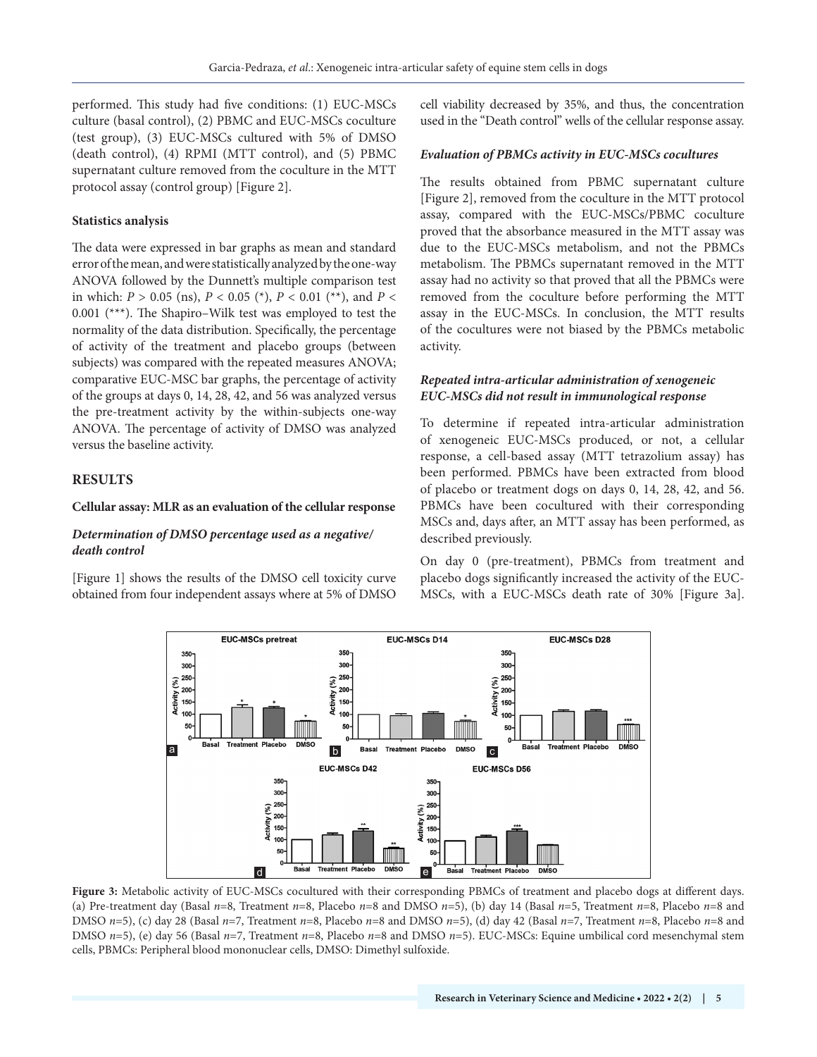performed. This study had five conditions: (1) EUC-MSCs culture (basal control), (2) PBMC and EUC-MSCs coculture (test group), (3) EUC-MSCs cultured with 5% of DMSO (death control), (4) RPMI (MTT control), and (5) PBMC supernatant culture removed from the coculture in the MTT protocol assay (control group) [Figure 2].

### Statistics analysis

The data were expressed in bar graphs as mean and standard error of the mean, and were statistically analyzed by the one-way ANOVA followed by the Dunnett's multiple comparison test in which: $P > 0.05$ (ns), $P < 0.05$ (*), $P < 0.01$ (**), and $P < 0.001$ (***). The Shapiro–Wilk test was employed to test the normality of the data distribution. Specifically, the percentage of activity of the treatment and placebo groups (between subjects) was compared with the repeated measures ANOVA; comparative EUC-MSC bar graphs, the percentage of activity of the groups at days 0, 14, 28, 42, and 56 was analyzed versus the pre-treatment activity by the within-subjects one-way ANOVA. The percentage of activity of DMSO was analyzed versus the baseline activity.

## RESULTS

### Cellular assay: MLR as an evaluation of the cellular response

#### *Determination of DMSO percentage used as a negative/death control*

[Figure 1] shows the results of the DMSO cell toxicity curve obtained from four independent assays where at 5% of DMSO cell viability decreased by 35%, and thus, the concentration used in the "Death control" wells of the cellular response assay.

#### *Evaluation of PBMCs activity in EUC-MSCs cocultures*

The results obtained from PBMC supernatant culture [Figure 2], removed from the coculture in the MTT protocol assay, compared with the EUC-MSCs/PBMC coculture proved that the absorbance measured in the MTT assay was due to the EUC-MSCs metabolism, and not the PBMCs metabolism. The PBMCs supernatant removed in the MTT assay had no activity so that proved that all the PBMCs were removed from the coculture before performing the MTT assay in the EUC-MSCs. In conclusion, the MTT results of the cocultures were not biased by the PBMCs metabolic activity.

#### *Repeated intra-articular administration of xenogeneic EUC-MSCs did not result in immunological response*

To determine if repeated intra-articular administration of xenogeneic EUC-MSCs produced, or not, a cellular response, a cell-based assay (MTT tetrazolium assay) has been performed. PBMCs have been extracted from blood of placebo or treatment dogs on days 0, 14, 28, 42, and 56. PBMCs have been cocultured with their corresponding MSCs and, days after, an MTT assay has been performed, as described previously.

On day 0 (pre-treatment), PBMCs from treatment and placebo dogs significantly increased the activity of the EUC-MSCs, with a EUC-MSCs death rate of 30% [Figure 3a].

**Figure 3:** Metabolic activity of EUC-MSCs cocultured with their corresponding PBMCs of treatment and placebo dogs at different days. (a) Pre-treatment day (Basal *n*=8, Treatment *n*=8, Placebo *n*=8 and DMSO *n*=5), (b) day 14 (Basal *n*=5, Treatment *n*=8, Placebo *n*=8 and DMSO *n*=5), (c) day 28 (Basal *n*=7, Treatment *n*=8, Placebo *n*=8 and DMSO *n*=5), (d) day 42 (Basal *n*=7, Treatment *n*=8, Placebo *n*=8 and DMSO *n*=5), (e) day 56 (Basal *n*=7, Treatment *n*=8, Placebo *n*=8 and DMSO *n*=5). EUC-MSCs: Equine umbilical cord mesenchymal stem cells, PBMCs: Peripheral blood mononuclear cells, DMSO: Dimethyl sulfoxide.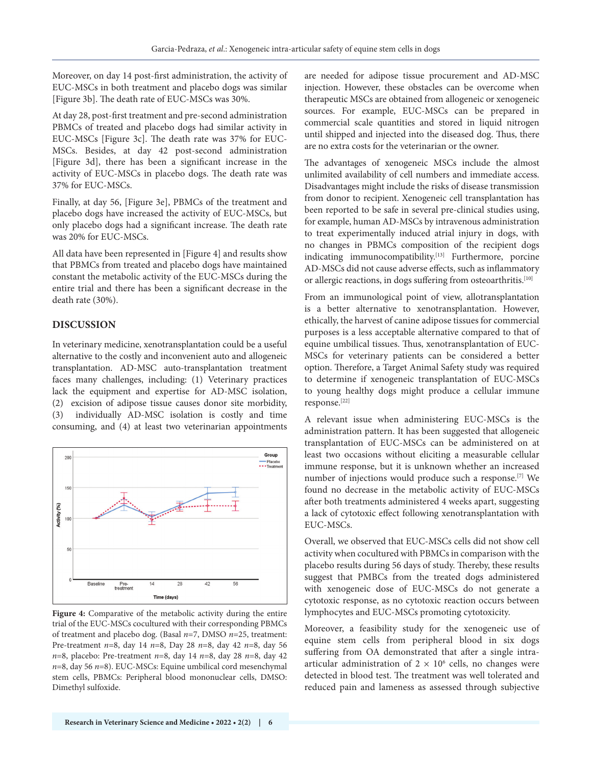Moreover, on day 14 post-first administration, the activity of EUC-MSCs in both treatment and placebo dogs was similar [Figure 3b]. The death rate of EUC-MSCs was 30%.

At day 28, post-first treatment and pre-second administration PBMCs of treated and placebo dogs had similar activity in EUC-MSCs [Figure 3c]. The death rate was 37% for EUC-MSCs. Besides, at day 42 post-second administration [Figure 3d], there has been a significant increase in the activity of EUC-MSCs in placebo dogs. The death rate was 37% for EUC-MSCs.

Finally, at day 56, [Figure 3e], PBMCs of the treatment and placebo dogs have increased the activity of EUC-MSCs, but only placebo dogs had a significant increase. The death rate was 20% for EUC-MSCs.

All data have been represented in [Figure 4] and results show that PBMCs from treated and placebo dogs have maintained constant the metabolic activity of the EUC-MSCs during the entire trial and there has been a significant decrease in the death rate (30%).

## DISCUSSION

In veterinary medicine, xenotransplantation could be a useful alternative to the costly and inconvenient auto and allogeneic transplantation. AD-MSC auto-transplantation treatment faces many challenges, including: (1) Veterinary practices lack the equipment and expertise for AD-MSC isolation, (2) excision of adipose tissue causes donor site morbidity, (3) individually AD-MSC isolation is costly and time consuming, and (4) at least two veterinarian appointments are needed for adipose tissue procurement and AD-MSC injection. However, these obstacles can be overcome when therapeutic MSCs are obtained from allogeneic or xenogeneic sources. For example, EUC-MSCs can be prepared in commercial scale quantities and stored in liquid nitrogen until shipped and injected into the diseased dog. Thus, there are no extra costs for the veterinarian or the owner.

**Figure 4:** Comparative of the metabolic activity during the entire trial of the EUC-MSCs cocultured with their corresponding PBMCs of treatment and placebo dog. (Basal $n$=7, DMSO $n$=25, treatment: Pre-treatment $n$=8, day 14 $n$=8, Day 28 $n$=8, day 42 $n$=8, day 56 $n$=8, placebo: Pre-treatment $n$=8, day 14 $n$=8, day 28 $n$=8, day 42 $n$=8, day 56 $n$=8). EUC-MSCs: Equine umbilical cord mesenchymal stem cells, PBMCs: Peripheral blood mononuclear cells, DMSO: Dimethyl sulfoxide.

The advantages of xenogeneic MSCs include the almost unlimited availability of cell numbers and immediate access. Disadvantages might include the risks of disease transmission from donor to recipient. Xenogeneic cell transplantation has been reported to be safe in several pre-clinical studies using, for example, human AD-MSCs by intravenous administration to treat experimentally induced atrial injury in dogs, with no changes in PBMCs composition of the recipient dogs indicating immunocompatibility.[13] Furthermore, porcine AD-MSCs did not cause adverse effects, such as inflammatory or allergic reactions, in dogs suffering from osteoarthritis.[10]

From an immunological point of view, allotransplantation is a better alternative to xenotransplantation. However, ethically, the harvest of canine adipose tissues for commercial purposes is a less acceptable alternative compared to that of equine umbilical tissues. Thus, xenotransplantation of EUC-MSCs for veterinary patients can be considered a better option. Therefore, a Target Animal Safety study was required to determine if xenogeneic transplantation of EUC-MSCs to young healthy dogs might produce a cellular immune response.[22]

A relevant issue when administering EUC-MSCs is the administration pattern. It has been suggested that allogeneic transplantation of EUC-MSCs can be administered on at least two occasions without eliciting a measurable cellular immune response, but it is unknown whether an increased number of injections would produce such a response.[7] We found no decrease in the metabolic activity of EUC-MSCs after both treatments administered 4 weeks apart, suggesting a lack of cytotoxic effect following xenotransplantation with EUC-MSCs.

Overall, we observed that EUC-MSCs cells did not show cell activity when cocultured with PBMCs in comparison with the placebo results during 56 days of study. Thereby, these results suggest that PMBCs from the treated dogs administered with xenogeneic dose of EUC-MSCs do not generate a cytotoxic response, as no cytotoxic reaction occurs between lymphocytes and EUC-MSCs promoting cytotoxicity.

Moreover, a feasibility study for the xenogeneic use of equine stem cells from peripheral blood in six dogs suffering from OA demonstrated that after a single intra-articular administration of $2 \times 10^6$ cells, no changes were detected in blood test. The treatment was well tolerated and reduced pain and lameness as assessed through subjective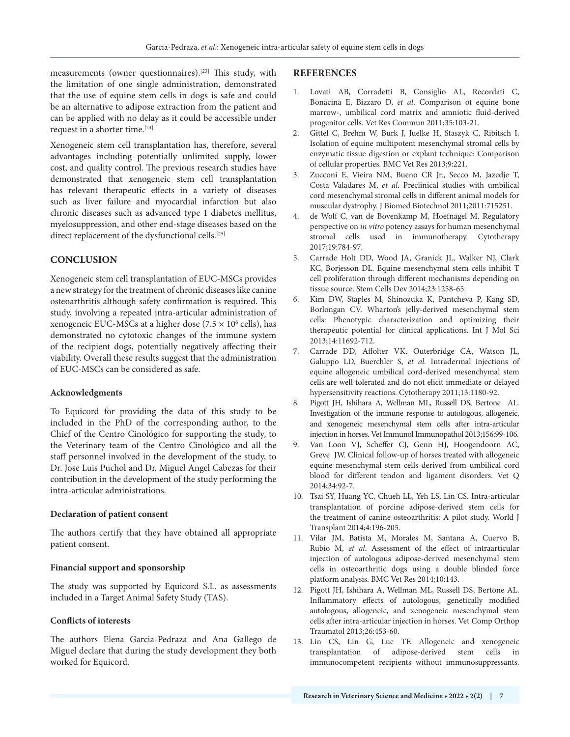measurements (owner questionnaires).[23] This study, with the limitation of one single administration, demonstrated that the use of equine stem cells in dogs is safe and could be an alternative to adipose extraction from the patient and can be applied with no delay as it could be accessible under request in a shorter time.[24]

Xenogeneic stem cell transplantation has, therefore, several advantages including potentially unlimited supply, lower cost, and quality control. The previous research studies have demonstrated that xenogeneic stem cell transplantation has relevant therapeutic effects in a variety of diseases such as liver failure and myocardial infarction but also chronic diseases such as advanced type 1 diabetes mellitus, myelosuppression, and other end-stage diseases based on the direct replacement of the dysfunctional cells.[25]

## CONCLUSION

Xenogeneic stem cell transplantation of EUC-MSCs provides a new strategy for the treatment of chronic diseases like canine osteoarthritis although safety confirmation is required. This study, involving a repeated intra-articular administration of xenogeneic EUC-MSCs at a higher dose ($7.5 \times 10^6$ cells), has demonstrated no cytotoxic changes of the immune system of the recipient dogs, potentially negatively affecting their viability. Overall these results suggest that the administration of EUC-MSCs can be considered as safe.

### Acknowledgments

To Equicord for providing the data of this study to be included in the PhD of the corresponding author, to the Chief of the Centro Cinológico for supporting the study, to the Veterinary team of the Centro Cinológico and all the staff personnel involved in the development of the study, to Dr. Jose Luis Puchol and Dr. Miguel Angel Cabezas for their contribution in the development of the study performing the intra-articular administrations.

### Declaration of patient consent

The authors certify that they have obtained all appropriate patient consent.

### Financial support and sponsorship

The study was supported by Equicord S.L. as assessments included in a Target Animal Safety Study (TAS).

### Conflicts of interests

The authors Elena Garcia-Pedraza and Ana Gallego de Miguel declare that during the study development they both worked for Equicord.

## REFERENCES

1. Lovati AB, Corradetti B, Consiglio AL, Recordati C, Bonacina E, Bizzaro D, *et al*. Comparison of equine bone marrow-, umbilical cord matrix and amniotic fluid-derived progenitor cells. Vet Res Commun 2011;35:103-21.
2. Gittel C, Brehm W, Burk J, Juelke H, Staszyk C, Ribitsch I. Isolation of equine multipotent mesenchymal stromal cells by enzymatic tissue digestion or explant technique: Comparison of cellular properties. BMC Vet Res 2013;9:221.
3. Zucconi E, Vieira NM, Bueno CR Jr., Secco M, Jazedje T, Costa Valadares M, *et al*. Preclinical studies with umbilical cord mesenchymal stromal cells in different animal models for muscular dystrophy. J Biomed Biotechnol 2011;2011:715251.
4. de Wolf C, van de Bovenkamp M, Hoefnagel M. Regulatory perspective on *in vitro* potency assays for human mesenchymal stromal cells used in immunotherapy. Cytotherapy 2017;19:784-97.
5. Carrade Holt DD, Wood JA, Granick JL, Walker NJ, Clark KC, Borjesson DL. Equine mesenchymal stem cells inhibit T cell proliferation through different mechanisms depending on tissue source. Stem Cells Dev 2014;23:1258-65.
6. Kim DW, Staples M, Shinozuka K, Pantcheva P, Kang SD, Borlongan CV. Wharton's jelly-derived mesenchymal stem cells: Phenotypic characterization and optimizing their therapeutic potential for clinical applications. Int J Mol Sci 2013;14:11692-712.
7. Carrade DD, Affolter VK, Outerbridge CA, Watson JL, Galuppo LD, Buerchler S, *et al*. Intradermal injections of equine allogeneic umbilical cord-derived mesenchymal stem cells are well tolerated and do not elicit immediate or delayed hypersensitivity reactions. Cytotherapy 2011;13:1180-92.
8. Pigott JH, Ishihara A, Wellman ML, Russell DS, Bertone AL. Investigation of the immune response to autologous, allogeneic, and xenogeneic mesenchymal stem cells after intra-articular injection in horses. Vet Immunol Immunopathol 2013;156:99-106.
9. Van Loon VJ, Scheffer CJ, Genn HJ, Hoogendoorn AC, Greve JW. Clinical follow-up of horses treated with allogeneic equine mesenchymal stem cells derived from umbilical cord blood for different tendon and ligament disorders. Vet Q 2014;34:92-7.
10. Tsai SY, Huang YC, Chueh LL, Yeh LS, Lin CS. Intra-articular transplantation of porcine adipose-derived stem cells for the treatment of canine osteoarthritis: A pilot study. World J Transplant 2014;4:196-205.
11. Vilar JM, Batista M, Morales M, Santana A, Cuervo B, Rubio M, *et al*. Assessment of the effect of intraarticular injection of autologous adipose-derived mesenchymal stem cells in osteoarthritic dogs using a double blinded force platform analysis. BMC Vet Res 2014;10:143.
12. Pigott JH, Ishihara A, Wellman ML, Russell DS, Bertone AL. Inflammatory effects of autologous, genetically modified autologous, allogeneic, and xenogeneic mesenchymal stem cells after intra-articular injection in horses. Vet Comp Orthop Traumatol 2013;26:453-60.
13. Lin CS, Lin G, Lue TF. Allogeneic and xenogeneic transplantation of adipose-derived stem cells in immunocompetent recipients without immunosuppressants.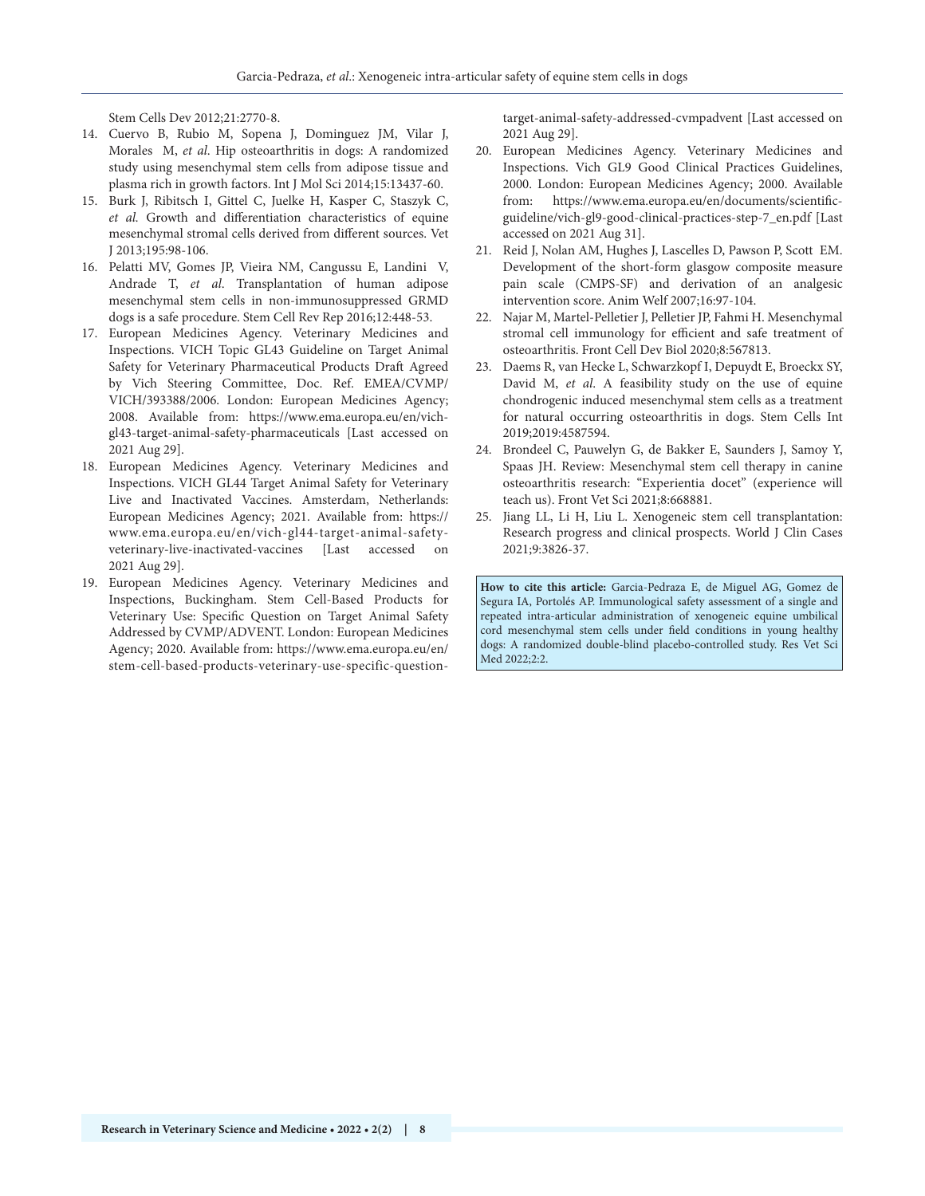Stem Cells Dev 2012;21:2770-8.

14. Cuervo B, Rubio M, Sopena J, Dominguez JM, Vilar J, Morales M, *et al*. Hip osteoarthritis in dogs: A randomized study using mesenchymal stem cells from adipose tissue and plasma rich in growth factors. Int J Mol Sci 2014;15:13437-60.
15. Burk J, Ribitsch I, Gittel C, Juelke H, Kasper C, Staszyk C, *et al.* Growth and differentiation characteristics of equine mesenchymal stromal cells derived from different sources. Vet J 2013;195:98-106.
16. Pelatti MV, Gomes JP, Vieira NM, Cangussu E, Landini V, Andrade T, *et al*. Transplantation of human adipose mesenchymal stem cells in non-immunosuppressed GRMD dogs is a safe procedure. Stem Cell Rev Rep 2016;12:448-53.
17. European Medicines Agency. Veterinary Medicines and Inspections. VICH Topic GL43 Guideline on Target Animal Safety for Veterinary Pharmaceutical Products Draft Agreed by Vich Steering Committee, Doc. Ref. EMEA/CVMP/VICH/393388/2006. London: European Medicines Agency; 2008. Available from: https://www.ema.europa.eu/en/vich-gl43-target-animal-safety-pharmaceuticals [Last accessed on 2021 Aug 29].
18. European Medicines Agency. Veterinary Medicines and Inspections. VICH GL44 Target Animal Safety for Veterinary Live and Inactivated Vaccines. Amsterdam, Netherlands: European Medicines Agency; 2021. Available from: https://www.ema.europa.eu/en/vich-gl44-target-animal-safety-veterinary-live-inactivated-vaccines [Last accessed on 2021 Aug 29].
19. European Medicines Agency. Veterinary Medicines and Inspections, Buckingham. Stem Cell-Based Products for Veterinary Use: Specific Question on Target Animal Safety Addressed by CVMP/ADVENT. London: European Medicines Agency; 2020. Available from: https://www.ema.europa.eu/en/stem-cell-based-products-veterinary-use-specific-question-target-animal-safety-addressed-cvmpadvent [Last accessed on 2021 Aug 29].
20. European Medicines Agency. Veterinary Medicines and Inspections. Vich GL9 Good Clinical Practices Guidelines, 2000. London: European Medicines Agency; 2000. Available from: https://www.ema.europa.eu/en/documents/scientific-guideline/vich-gl9-good-clinical-practices-step-7_en.pdf [Last accessed on 2021 Aug 31].
21. Reid J, Nolan AM, Hughes J, Lascelles D, Pawson P, Scott EM. Development of the short-form glasgow composite measure pain scale (CMPS-SF) and derivation of an analgesic intervention score. Anim Welf 2007;16:97-104.
22. Najar M, Martel-Pelletier J, Pelletier JP, Fahmi H. Mesenchymal stromal cell immunology for efficient and safe treatment of osteoarthritis. Front Cell Dev Biol 2020;8:567813.
23. Daems R, van Hecke L, Schwarzkopf I, Depuydt E, Broeckx SY, David M, *et al*. A feasibility study on the use of equine chondrogenic induced mesenchymal stem cells as a treatment for natural occurring osteoarthritis in dogs. Stem Cells Int 2019;2019:4587594.
24. Brondeel C, Pauwelyn G, de Bakker E, Saunders J, Samoy Y, Spaas JH. Review: Mesenchymal stem cell therapy in canine osteoarthritis research: "Experientia docet" (experience will teach us). Front Vet Sci 2021;8:668881.
25. Jiang LL, Li H, Liu L. Xenogeneic stem cell transplantation: Research progress and clinical prospects. World J Clin Cases 2021;9:3826-37.

**How to cite this article:** Garcia-Pedraza E, de Miguel AG, Gomez de Segura IA, Portolés AP. Immunological safety assessment of a single and repeated intra-articular administration of xenogeneic equine umbilical cord mesenchymal stem cells under field conditions in young healthy dogs: A randomized double-blind placebo-controlled study. Res Vet Sci Med 2022;2:2.